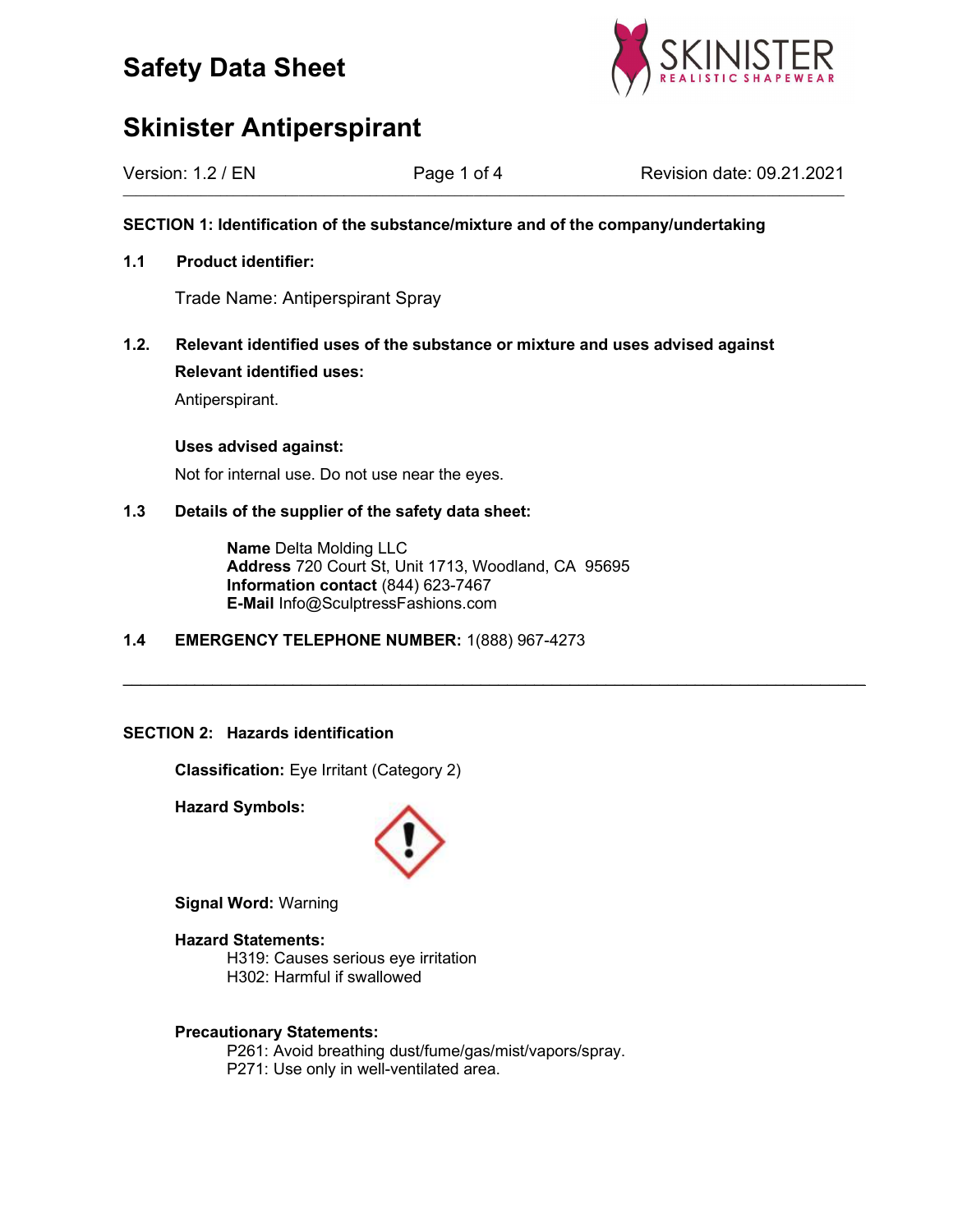# Safety Data Sheet

# Skinister Antiperspirant

Version: 1.2 / EN | Revision date: 09.21.2021

---

**SECTION 1: Identification of the substance/mixture and of the company/undertaking**

**1.1 Product identifier:**

Trade Name: Antiperspirant Spray

**1.2. Relevant identified uses of the substance or mixture and uses advised against**

**Relevant identified uses:**

Antiperspirant.

**Uses advised against:**

Not for internal use. Do not use near the eyes.

**1.3 Details of the supplier of the safety data sheet:**

**Name** Delta Molding LLC
**Address** 720 Court St, Unit 1713, Woodland, CA 95695
**Information contact** (844) 623-7467
**E-Mail** Info@SculptressFashions.com

**1.4 EMERGENCY TELEPHONE NUMBER:** 1(888) 967-4273

---

**SECTION 2: Hazards identification**

**Classification:** Eye Irritant (Category 2)

**Hazard Symbols:**

**Signal Word:** Warning

**Hazard Statements:**

H319: Causes serious eye irritation
H302: Harmful if swallowed

**Precautionary Statements:**

P261: Avoid breathing dust/fume/gas/mist/vapors/spray.
P271: Use only in well-ventilated area.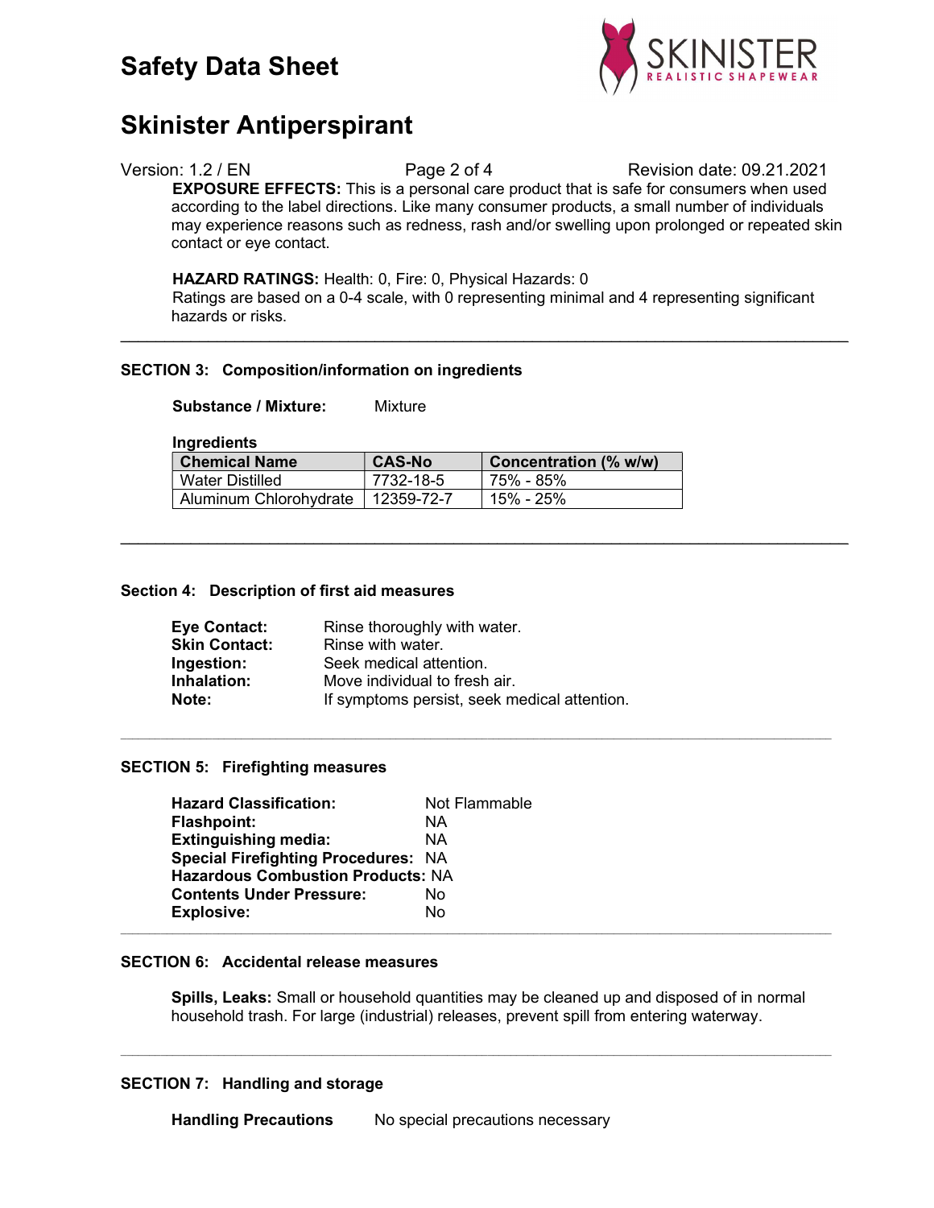**EXPOSURE EFFECTS:** This is a personal care product that is safe for consumers when used according to the label directions. Like many consumer products, a small number of individuals may experience reasons such as redness, rash and/or swelling upon prolonged or repeated skin contact or eye contact.

**HAZARD RATINGS:** Health: 0, Fire: 0, Physical Hazards: 0
Ratings are based on a 0-4 scale, with 0 representing minimal and 4 representing significant hazards or risks.

---

## SECTION 3: Composition/information on ingredients

**Substance / Mixture:** Mixture

**Ingredients**

| Chemical Name | CAS-No | Concentration (% w/w) |
|---|---|---|
| Water Distilled | 7732-18-5 | 75% - 85% |
| Aluminum Chlorohydrate | 12359-72-7 | 15% - 25% |

---

## Section 4: Description of first aid measures

**Eye Contact:** Rinse thoroughly with water.
**Skin Contact:** Rinse with water.
**Ingestion:** Seek medical attention.
**Inhalation:** Move individual to fresh air.
**Note:** If symptoms persist, seek medical attention.

---

## SECTION 5: Firefighting measures

**Hazard Classification:** Not Flammable
**Flashpoint:** NA
**Extinguishing media:** NA
**Special Firefighting Procedures:** NA
**Hazardous Combustion Products:** NA
**Contents Under Pressure:** No
**Explosive:** No

---

## SECTION 6: Accidental release measures

**Spills, Leaks:** Small or household quantities may be cleaned up and disposed of in normal household trash. For large (industrial) releases, prevent spill from entering waterway.

---

## SECTION 7: Handling and storage

**Handling Precautions** No special precautions necessary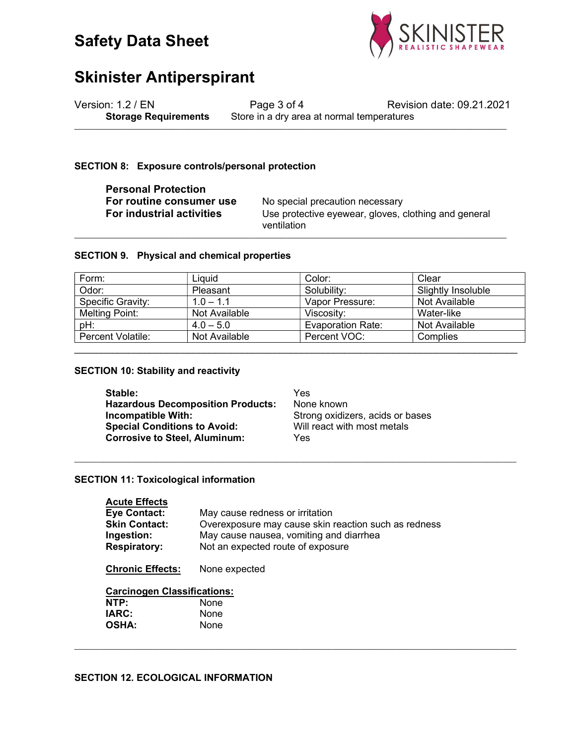**Storage Requirements** Store in a dry area at normal temperatures

## SECTION 8: Exposure controls/personal protection

**Personal Protection**

**For routine consumer use** No special precaution necessary

**For industrial activities** Use protective eyewear, gloves, clothing and general ventilation

## SECTION 9. Physical and chemical properties

| Form: | Liquid | Color: | Clear |
|---|---|---|---|
| Odor: | Pleasant | Solubility: | Slightly Insoluble |
| Specific Gravity: | 1.0 – 1.1 | Vapor Pressure: | Not Available |
| Melting Point: | Not Available | Viscosity: | Water-like |
| pH: | 4.0 – 5.0 | Evaporation Rate: | Not Available |
| Percent Volatile: | Not Available | Percent VOC: | Complies |

## SECTION 10: Stability and reactivity

**Stable:** Yes
**Hazardous Decomposition Products:** None known
**Incompatible With:** Strong oxidizers, acids or bases
**Special Conditions to Avoid:** Will react with most metals
**Corrosive to Steel, Aluminum:** Yes

## SECTION 11: Toxicological information

**Acute Effects**

**Eye Contact:** May cause redness or irritation
**Skin Contact:** Overexposure may cause skin reaction such as redness
**Ingestion:** May cause nausea, vomiting and diarrhea
**Respiratory:** Not an expected route of exposure

**Chronic Effects:** None expected

**Carcinogen Classifications:**

**NTP:** None
**IARC:** None
**OSHA:** None

## SECTION 12. ECOLOGICAL INFORMATION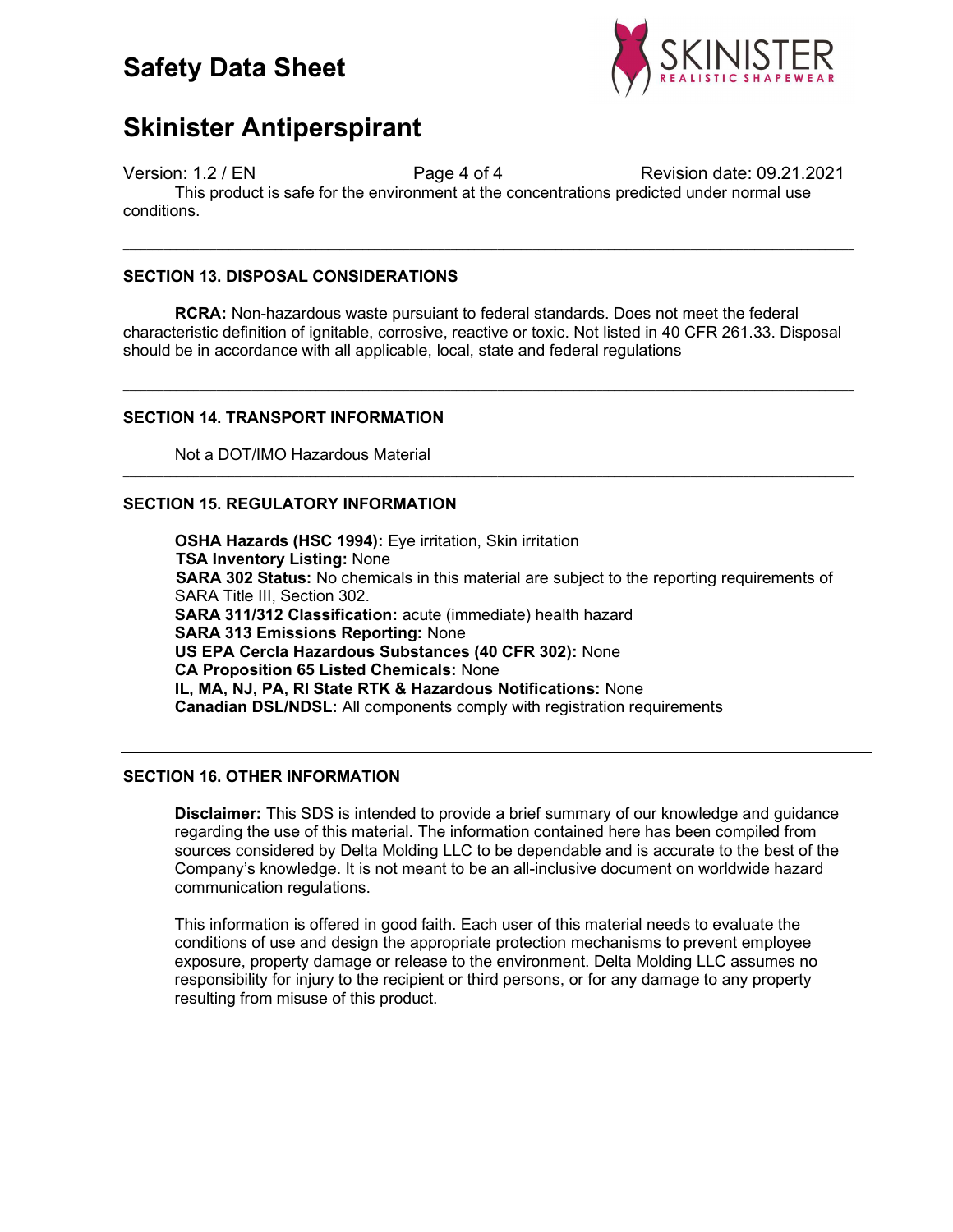This product is safe for the environment at the concentrations predicted under normal use conditions.

---

## SECTION 13. DISPOSAL CONSIDERATIONS

**RCRA:** Non-hazardous waste pursuiant to federal standards. Does not meet the federal characteristic definition of ignitable, corrosive, reactive or toxic. Not listed in 40 CFR 261.33. Disposal should be in accordance with all applicable, local, state and federal regulations

---

## SECTION 14. TRANSPORT INFORMATION

Not a DOT/IMO Hazardous Material

---

## SECTION 15. REGULATORY INFORMATION

**OSHA Hazards (HSC 1994):** Eye irritation, Skin irritation
**TSA Inventory Listing:** None
**SARA 302 Status:** No chemicals in this material are subject to the reporting requirements of SARA Title III, Section 302.
**SARA 311/312 Classification:** acute (immediate) health hazard
**SARA 313 Emissions Reporting:** None
**US EPA Cercla Hazardous Substances (40 CFR 302):** None
**CA Proposition 65 Listed Chemicals:** None
**IL, MA, NJ, PA, RI State RTK & Hazardous Notifications:** None
**Canadian DSL/NDSL:** All components comply with registration requirements

---

## SECTION 16. OTHER INFORMATION

**Disclaimer:** This SDS is intended to provide a brief summary of our knowledge and guidance regarding the use of this material. The information contained here has been compiled from sources considered by Delta Molding LLC to be dependable and is accurate to the best of the Company's knowledge. It is not meant to be an all-inclusive document on worldwide hazard communication regulations.

This information is offered in good faith. Each user of this material needs to evaluate the conditions of use and design the appropriate protection mechanisms to prevent employee exposure, property damage or release to the environment. Delta Molding LLC assumes no responsibility for injury to the recipient or third persons, or for any damage to any property resulting from misuse of this product.